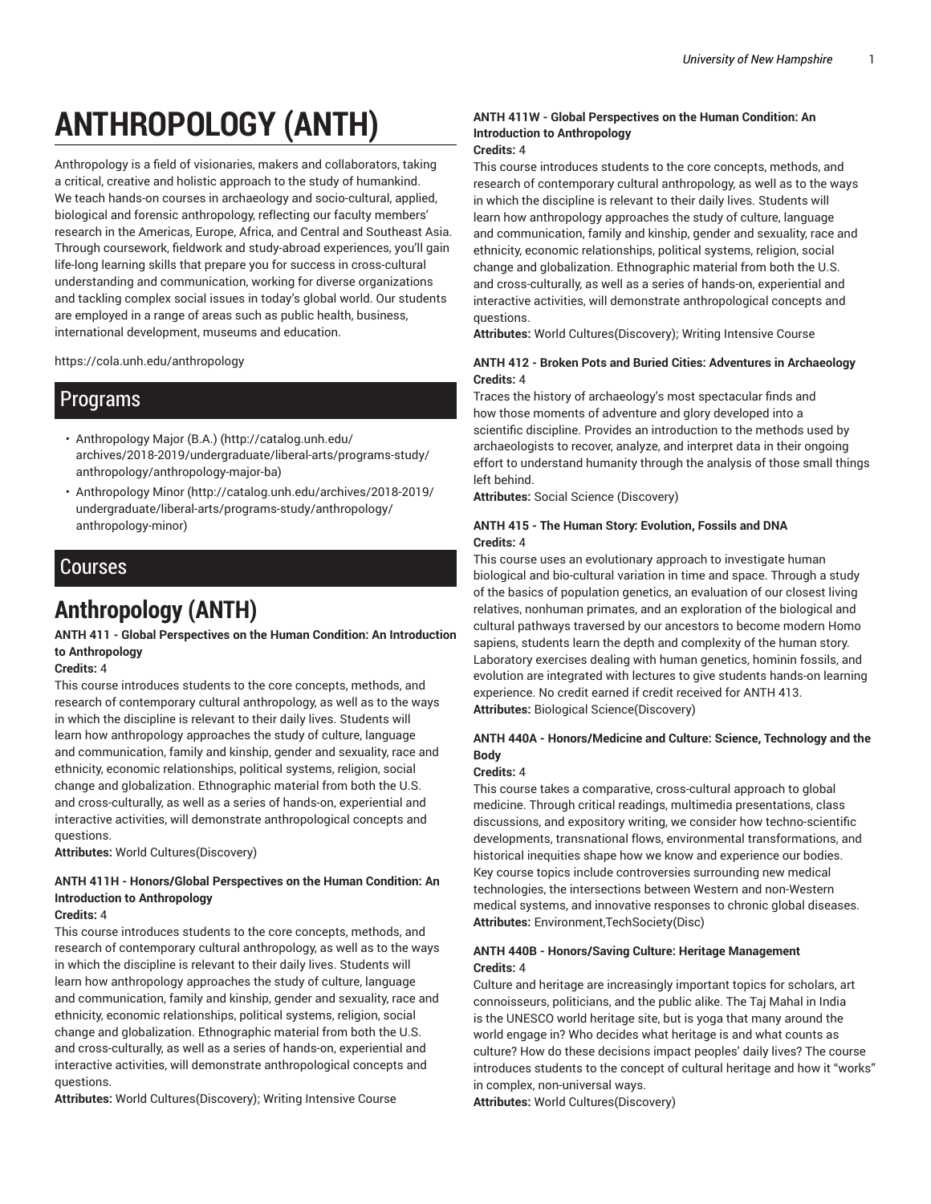# ANTHROPOLOGY (ANTH)

Anthropology is a field of visionaries, makers and collaborators, taking a critical, creative and holistic approach to the study of humankind. We teach hands-on courses in archaeology and socio-cultural, applied, biological and forensic anthropology, reflecting our faculty members' research in the Americas, Europe, Africa, and Central and Southeast Asia. Through coursework, fieldwork and study-abroad experiences, you'll gain life-long learning skills that prepare you for success in cross-cultural understanding and communication, working for diverse organizations and tackling complex social issues in today's global world. Our students are employed in a range of areas such as public health, business, international development, museums and education.

https://cola.unh.edu/anthropology

## Programs

- Anthropology Major (B.A.) (http://catalog.unh.edu/archives/2018-2019/undergraduate/liberal-arts/programs-study/anthropology/anthropology-major-ba)
- Anthropology Minor (http://catalog.unh.edu/archives/2018-2019/undergraduate/liberal-arts/programs-study/anthropology/anthropology-minor)

## Courses

# Anthropology (ANTH)

**ANTH 411 - Global Perspectives on the Human Condition: An Introduction to Anthropology**
**Credits:** 4

This course introduces students to the core concepts, methods, and research of contemporary cultural anthropology, as well as to the ways in which the discipline is relevant to their daily lives. Students will learn how anthropology approaches the study of culture, language and communication, family and kinship, gender and sexuality, race and ethnicity, economic relationships, political systems, religion, social change and globalization. Ethnographic material from both the U.S. and cross-culturally, as well as a series of hands-on, experiential and interactive activities, will demonstrate anthropological concepts and questions.
**Attributes:** World Cultures(Discovery)

**ANTH 411H - Honors/Global Perspectives on the Human Condition: An Introduction to Anthropology**
**Credits:** 4

This course introduces students to the core concepts, methods, and research of contemporary cultural anthropology, as well as to the ways in which the discipline is relevant to their daily lives. Students will learn how anthropology approaches the study of culture, language and communication, family and kinship, gender and sexuality, race and ethnicity, economic relationships, political systems, religion, social change and globalization. Ethnographic material from both the U.S. and cross-culturally, as well as a series of hands-on, experiential and interactive activities, will demonstrate anthropological concepts and questions.
**Attributes:** World Cultures(Discovery); Writing Intensive Course

**ANTH 411W - Global Perspectives on the Human Condition: An Introduction to Anthropology**
**Credits:** 4

This course introduces students to the core concepts, methods, and research of contemporary cultural anthropology, as well as to the ways in which the discipline is relevant to their daily lives. Students will learn how anthropology approaches the study of culture, language and communication, family and kinship, gender and sexuality, race and ethnicity, economic relationships, political systems, religion, social change and globalization. Ethnographic material from both the U.S. and cross-culturally, as well as a series of hands-on, experiential and interactive activities, will demonstrate anthropological concepts and questions.
**Attributes:** World Cultures(Discovery); Writing Intensive Course

**ANTH 412 - Broken Pots and Buried Cities: Adventures in Archaeology**
**Credits:** 4

Traces the history of archaeology's most spectacular finds and how those moments of adventure and glory developed into a scientific discipline. Provides an introduction to the methods used by archaeologists to recover, analyze, and interpret data in their ongoing effort to understand humanity through the analysis of those small things left behind.
**Attributes:** Social Science (Discovery)

**ANTH 415 - The Human Story: Evolution, Fossils and DNA**
**Credits:** 4

This course uses an evolutionary approach to investigate human biological and bio-cultural variation in time and space. Through a study of the basics of population genetics, an evaluation of our closest living relatives, nonhuman primates, and an exploration of the biological and cultural pathways traversed by our ancestors to become modern Homo sapiens, students learn the depth and complexity of the human story. Laboratory exercises dealing with human genetics, hominin fossils, and evolution are integrated with lectures to give students hands-on learning experience. No credit earned if credit received for ANTH 413.
**Attributes:** Biological Science(Discovery)

**ANTH 440A - Honors/Medicine and Culture: Science, Technology and the Body**
**Credits:** 4

This course takes a comparative, cross-cultural approach to global medicine. Through critical readings, multimedia presentations, class discussions, and expository writing, we consider how techno-scientific developments, transnational flows, environmental transformations, and historical inequities shape how we know and experience our bodies. Key course topics include controversies surrounding new medical technologies, the intersections between Western and non-Western medical systems, and innovative responses to chronic global diseases.
**Attributes:** Environment,TechSociety(Disc)

**ANTH 440B - Honors/Saving Culture: Heritage Management**
**Credits:** 4

Culture and heritage are increasingly important topics for scholars, art connoisseurs, politicians, and the public alike. The Taj Mahal in India is the UNESCO world heritage site, but is yoga that many around the world engage in? Who decides what heritage is and what counts as culture? How do these decisions impact peoples' daily lives? The course introduces students to the concept of cultural heritage and how it "works" in complex, non-universal ways.
**Attributes:** World Cultures(Discovery)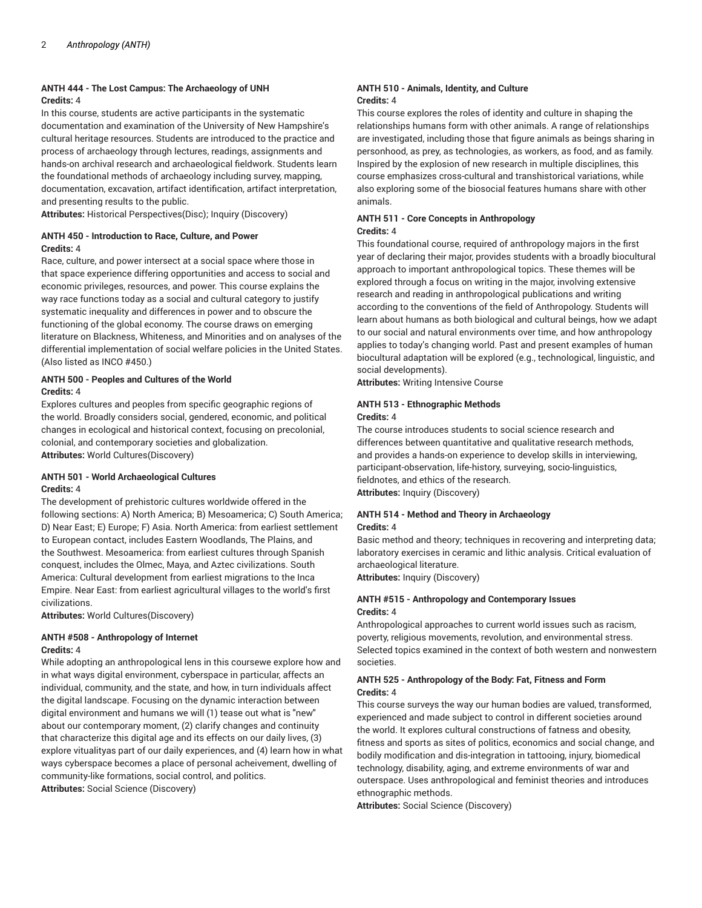#### ANTH 444 - The Lost Campus: The Archaeology of UNH
**Credits:** 4

In this course, students are active participants in the systematic documentation and examination of the University of New Hampshire's cultural heritage resources. Students are introduced to the practice and process of archaeology through lectures, readings, assignments and hands-on archival research and archaeological fieldwork. Students learn the foundational methods of archaeology including survey, mapping, documentation, excavation, artifact identification, artifact interpretation, and presenting results to the public.
**Attributes:** Historical Perspectives(Disc); Inquiry (Discovery)

#### ANTH 450 - Introduction to Race, Culture, and Power
**Credits:** 4

Race, culture, and power intersect at a social space where those in that space experience differing opportunities and access to social and economic privileges, resources, and power. This course explains the way race functions today as a social and cultural category to justify systematic inequality and differences in power and to obscure the functioning of the global economy. The course draws on emerging literature on Blackness, Whiteness, and Minorities and on analyses of the differential implementation of social welfare policies in the United States. (Also listed as INCO #450.)

#### ANTH 500 - Peoples and Cultures of the World
**Credits:** 4

Explores cultures and peoples from specific geographic regions of the world. Broadly considers social, gendered, economic, and political changes in ecological and historical context, focusing on precolonial, colonial, and contemporary societies and globalization.
**Attributes:** World Cultures(Discovery)

#### ANTH 501 - World Archaeological Cultures
**Credits:** 4

The development of prehistoric cultures worldwide offered in the following sections: A) North America; B) Mesoamerica; C) South America; D) Near East; E) Europe; F) Asia. North America: from earliest settlement to European contact, includes Eastern Woodlands, The Plains, and the Southwest. Mesoamerica: from earliest cultures through Spanish conquest, includes the Olmec, Maya, and Aztec civilizations. South America: Cultural development from earliest migrations to the Inca Empire. Near East: from earliest agricultural villages to the world's first civilizations.
**Attributes:** World Cultures(Discovery)

#### ANTH #508 - Anthropology of Internet
**Credits:** 4

While adopting an anthropological lens in this coursewe explore how and in what ways digital environment, cyberspace in particular, affects an individual, community, and the state, and how, in turn individuals affect the digital landscape. Focusing on the dynamic interaction between digital environment and humans we will (1) tease out what is "new" about our contemporary moment, (2) clarify changes and continuity that characterize this digital age and its effects on our daily lives, (3) explore vitualityas part of our daily experiences, and (4) learn how in what ways cyberspace becomes a place of personal acheivement, dwelling of community-like formations, social control, and politics.
**Attributes:** Social Science (Discovery)

#### ANTH 510 - Animals, Identity, and Culture
**Credits:** 4

This course explores the roles of identity and culture in shaping the relationships humans form with other animals. A range of relationships are investigated, including those that figure animals as beings sharing in personhood, as prey, as technologies, as workers, as food, and as family. Inspired by the explosion of new research in multiple disciplines, this course emphasizes cross-cultural and transhistorical variations, while also exploring some of the biosocial features humans share with other animals.

#### ANTH 511 - Core Concepts in Anthropology
**Credits:** 4

This foundational course, required of anthropology majors in the first year of declaring their major, provides students with a broadly biocultural approach to important anthropological topics. These themes will be explored through a focus on writing in the major, involving extensive research and reading in anthropological publications and writing according to the conventions of the field of Anthropology. Students will learn about humans as both biological and cultural beings, how we adapt to our social and natural environments over time, and how anthropology applies to today's changing world. Past and present examples of human biocultural adaptation will be explored (e.g., technological, linguistic, and social developments).
**Attributes:** Writing Intensive Course

#### ANTH 513 - Ethnographic Methods
**Credits:** 4

The course introduces students to social science research and differences between quantitative and qualitative research methods, and provides a hands-on experience to develop skills in interviewing, participant-observation, life-history, surveying, socio-linguistics, fieldnotes, and ethics of the research.
**Attributes:** Inquiry (Discovery)

#### ANTH 514 - Method and Theory in Archaeology
**Credits:** 4

Basic method and theory; techniques in recovering and interpreting data; laboratory exercises in ceramic and lithic analysis. Critical evaluation of archaeological literature.
**Attributes:** Inquiry (Discovery)

#### ANTH #515 - Anthropology and Contemporary Issues
**Credits:** 4

Anthropological approaches to current world issues such as racism, poverty, religious movements, revolution, and environmental stress. Selected topics examined in the context of both western and nonwestern societies.

#### ANTH 525 - Anthropology of the Body: Fat, Fitness and Form
**Credits:** 4

This course surveys the way our human bodies are valued, transformed, experienced and made subject to control in different societies around the world. It explores cultural constructions of fatness and obesity, fitness and sports as sites of politics, economics and social change, and bodily modification and dis-integration in tattooing, injury, biomedical technology, disability, aging, and extreme environments of war and outerspace. Uses anthropological and feminist theories and introduces ethnographic methods.
**Attributes:** Social Science (Discovery)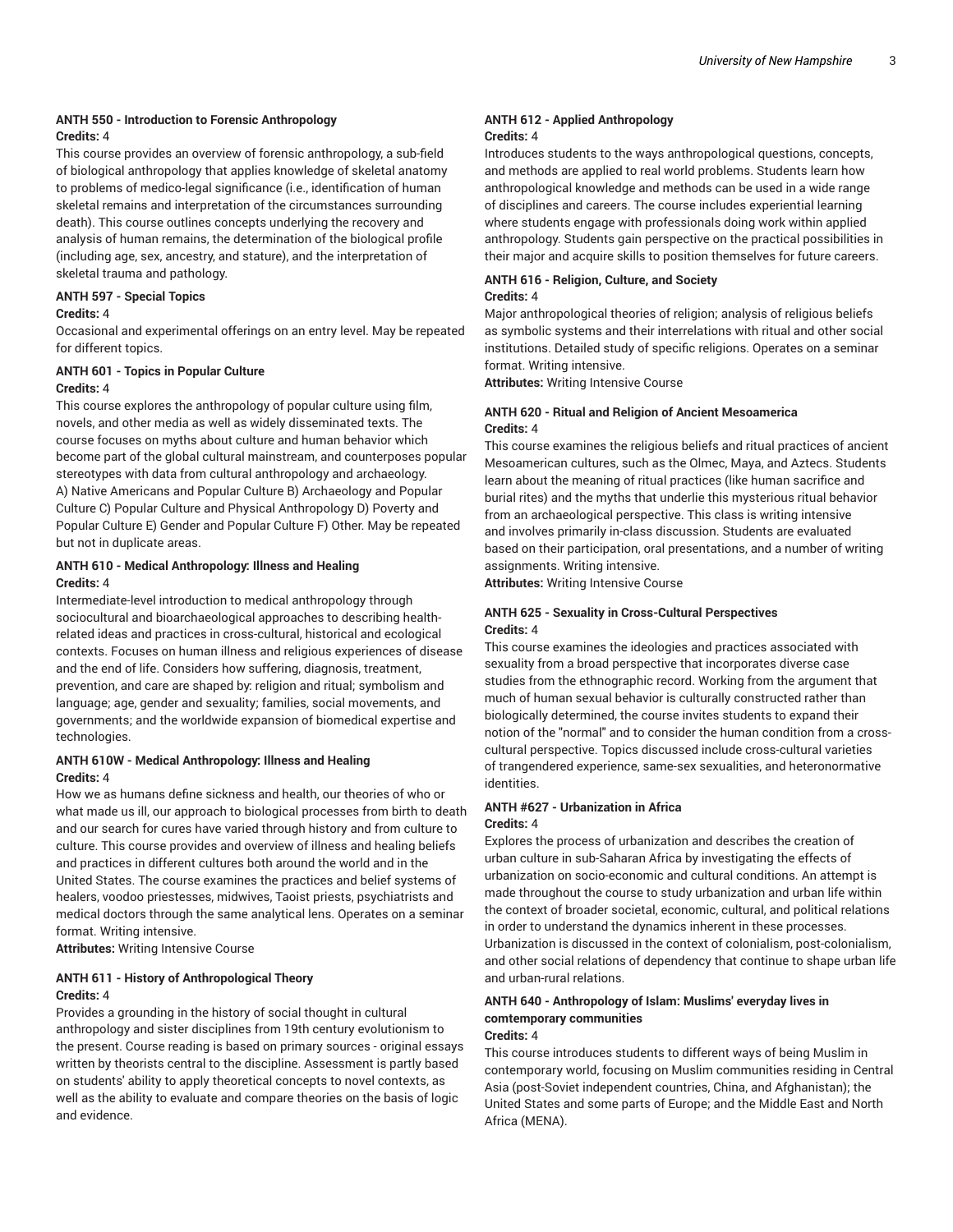#### ANTH 550 - Introduction to Forensic Anthropology

**Credits:** 4

This course provides an overview of forensic anthropology, a sub-field of biological anthropology that applies knowledge of skeletal anatomy to problems of medico-legal significance (i.e., identification of human skeletal remains and interpretation of the circumstances surrounding death). This course outlines concepts underlying the recovery and analysis of human remains, the determination of the biological profile (including age, sex, ancestry, and stature), and the interpretation of skeletal trauma and pathology.

#### ANTH 597 - Special Topics

**Credits:** 4

Occasional and experimental offerings on an entry level. May be repeated for different topics.

#### ANTH 601 - Topics in Popular Culture

**Credits:** 4

This course explores the anthropology of popular culture using film, novels, and other media as well as widely disseminated texts. The course focuses on myths about culture and human behavior which become part of the global cultural mainstream, and counterposes popular stereotypes with data from cultural anthropology and archaeology. A) Native Americans and Popular Culture B) Archaeology and Popular Culture C) Popular Culture and Physical Anthropology D) Poverty and Popular Culture E) Gender and Popular Culture F) Other. May be repeated but not in duplicate areas.

#### ANTH 610 - Medical Anthropology: Illness and Healing

**Credits:** 4

Intermediate-level introduction to medical anthropology through sociocultural and bioarchaeological approaches to describing health-related ideas and practices in cross-cultural, historical and ecological contexts. Focuses on human illness and religious experiences of disease and the end of life. Considers how suffering, diagnosis, treatment, prevention, and care are shaped by: religion and ritual; symbolism and language; age, gender and sexuality; families, social movements, and governments; and the worldwide expansion of biomedical expertise and technologies.

#### ANTH 610W - Medical Anthropology: Illness and Healing

**Credits:** 4

How we as humans define sickness and health, our theories of who or what made us ill, our approach to biological processes from birth to death and our search for cures have varied through history and from culture to culture. This course provides and overview of illness and healing beliefs and practices in different cultures both around the world and in the United States. The course examines the practices and belief systems of healers, voodoo priestesses, midwives, Taoist priests, psychiatrists and medical doctors through the same analytical lens. Operates on a seminar format. Writing intensive.

**Attributes:** Writing Intensive Course

#### ANTH 611 - History of Anthropological Theory

**Credits:** 4

Provides a grounding in the history of social thought in cultural anthropology and sister disciplines from 19th century evolutionism to the present. Course reading is based on primary sources - original essays written by theorists central to the discipline. Assessment is partly based on students' ability to apply theoretical concepts to novel contexts, as well as the ability to evaluate and compare theories on the basis of logic and evidence.

#### ANTH 612 - Applied Anthropology

**Credits:** 4

Introduces students to the ways anthropological questions, concepts, and methods are applied to real world problems. Students learn how anthropological knowledge and methods can be used in a wide range of disciplines and careers. The course includes experiential learning where students engage with professionals doing work within applied anthropology. Students gain perspective on the practical possibilities in their major and acquire skills to position themselves for future careers.

#### ANTH 616 - Religion, Culture, and Society

**Credits:** 4

Major anthropological theories of religion; analysis of religious beliefs as symbolic systems and their interrelations with ritual and other social institutions. Detailed study of specific religions. Operates on a seminar format. Writing intensive.

**Attributes:** Writing Intensive Course

#### ANTH 620 - Ritual and Religion of Ancient Mesoamerica

**Credits:** 4

This course examines the religious beliefs and ritual practices of ancient Mesoamerican cultures, such as the Olmec, Maya, and Aztecs. Students learn about the meaning of ritual practices (like human sacrifice and burial rites) and the myths that underlie this mysterious ritual behavior from an archaeological perspective. This class is writing intensive and involves primarily in-class discussion. Students are evaluated based on their participation, oral presentations, and a number of writing assignments. Writing intensive.

**Attributes:** Writing Intensive Course

#### ANTH 625 - Sexuality in Cross-Cultural Perspectives

**Credits:** 4

This course examines the ideologies and practices associated with sexuality from a broad perspective that incorporates diverse case studies from the ethnographic record. Working from the argument that much of human sexual behavior is culturally constructed rather than biologically determined, the course invites students to expand their notion of the "normal" and to consider the human condition from a cross-cultural perspective. Topics discussed include cross-cultural varieties of trangendered experience, same-sex sexualities, and heteronormative identities.

#### ANTH #627 - Urbanization in Africa

**Credits:** 4

Explores the process of urbanization and describes the creation of urban culture in sub-Saharan Africa by investigating the effects of urbanization on socio-economic and cultural conditions. An attempt is made throughout the course to study urbanization and urban life within the context of broader societal, economic, cultural, and political relations in order to understand the dynamics inherent in these processes. Urbanization is discussed in the context of colonialism, post-colonialism, and other social relations of dependency that continue to shape urban life and urban-rural relations.

#### ANTH 640 - Anthropology of Islam: Muslims' everyday lives in comtemporary communities

**Credits:** 4

This course introduces students to different ways of being Muslim in contemporary world, focusing on Muslim communities residing in Central Asia (post-Soviet independent countries, China, and Afghanistan); the United States and some parts of Europe; and the Middle East and North Africa (MENA).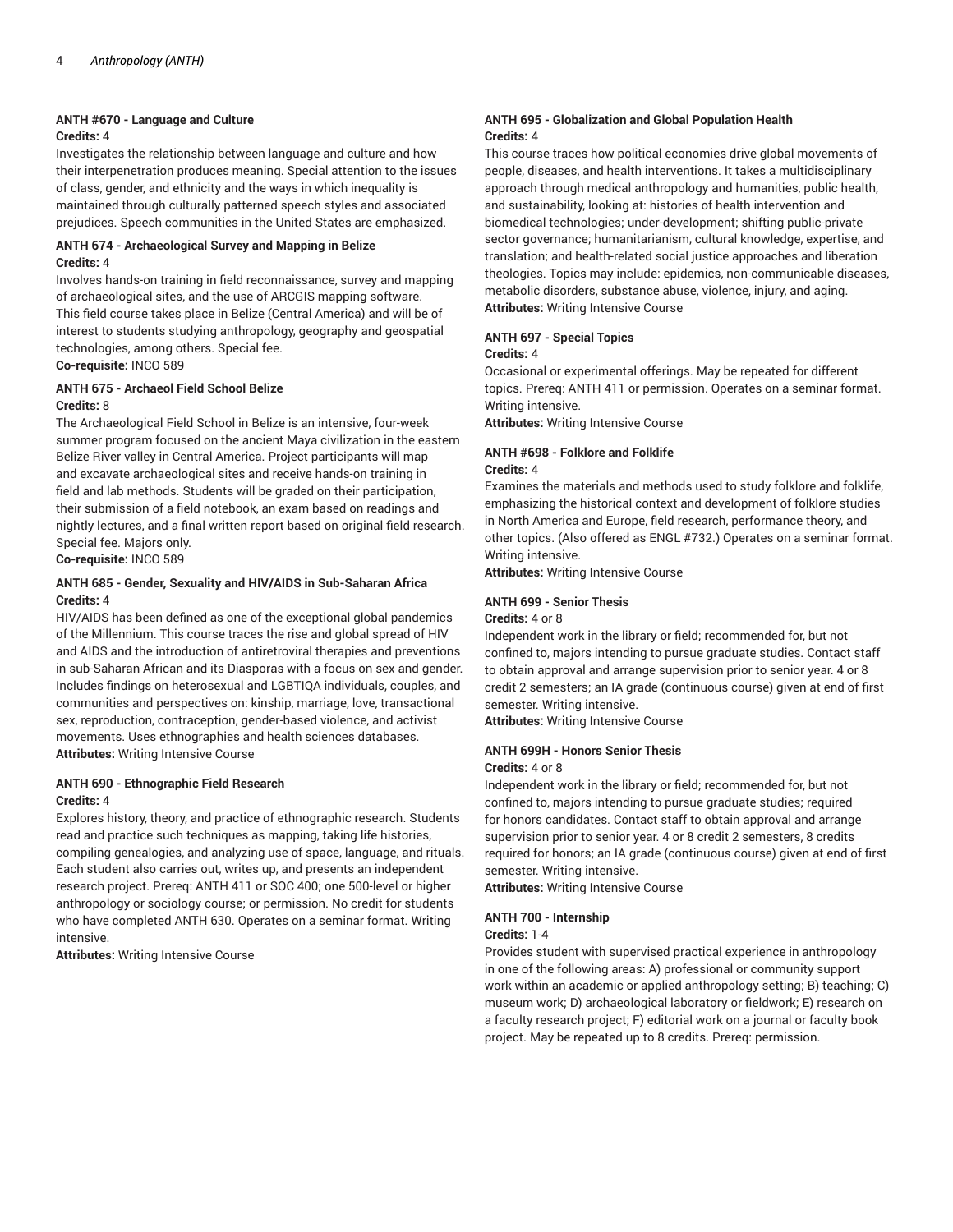#### ANTH #670 - Language and Culture

**Credits:** 4

Investigates the relationship between language and culture and how their interpenetration produces meaning. Special attention to the issues of class, gender, and ethnicity and the ways in which inequality is maintained through culturally patterned speech styles and associated prejudices. Speech communities in the United States are emphasized.

#### ANTH 674 - Archaeological Survey and Mapping in Belize

**Credits:** 4

Involves hands-on training in field reconnaissance, survey and mapping of archaeological sites, and the use of ARCGIS mapping software. This field course takes place in Belize (Central America) and will be of interest to students studying anthropology, geography and geospatial technologies, among others. Special fee.

**Co-requisite:** INCO 589

#### ANTH 675 - Archaeol Field School Belize

**Credits:** 8

The Archaeological Field School in Belize is an intensive, four-week summer program focused on the ancient Maya civilization in the eastern Belize River valley in Central America. Project participants will map and excavate archaeological sites and receive hands-on training in field and lab methods. Students will be graded on their participation, their submission of a field notebook, an exam based on readings and nightly lectures, and a final written report based on original field research. Special fee. Majors only.

**Co-requisite:** INCO 589

#### ANTH 685 - Gender, Sexuality and HIV/AIDS in Sub-Saharan Africa

**Credits:** 4

HIV/AIDS has been defined as one of the exceptional global pandemics of the Millennium. This course traces the rise and global spread of HIV and AIDS and the introduction of antiretroviral therapies and preventions in sub-Saharan African and its Diasporas with a focus on sex and gender. Includes findings on heterosexual and LGBTIQA individuals, couples, and communities and perspectives on: kinship, marriage, love, transactional sex, reproduction, contraception, gender-based violence, and activist movements. Uses ethnographies and health sciences databases.

**Attributes:** Writing Intensive Course

#### ANTH 690 - Ethnographic Field Research

**Credits:** 4

Explores history, theory, and practice of ethnographic research. Students read and practice such techniques as mapping, taking life histories, compiling genealogies, and analyzing use of space, language, and rituals. Each student also carries out, writes up, and presents an independent research project. Prereq: ANTH 411 or SOC 400; one 500-level or higher anthropology or sociology course; or permission. No credit for students who have completed ANTH 630. Operates on a seminar format. Writing intensive.

**Attributes:** Writing Intensive Course

#### ANTH 695 - Globalization and Global Population Health

**Credits:** 4

This course traces how political economies drive global movements of people, diseases, and health interventions. It takes a multidisciplinary approach through medical anthropology and humanities, public health, and sustainability, looking at: histories of health intervention and biomedical technologies; under-development; shifting public-private sector governance; humanitarianism, cultural knowledge, expertise, and translation; and health-related social justice approaches and liberation theologies. Topics may include: epidemics, non-communicable diseases, metabolic disorders, substance abuse, violence, injury, and aging.

**Attributes:** Writing Intensive Course

#### ANTH 697 - Special Topics

**Credits:** 4

Occasional or experimental offerings. May be repeated for different topics. Prereq: ANTH 411 or permission. Operates on a seminar format. Writing intensive.

**Attributes:** Writing Intensive Course

#### ANTH #698 - Folklore and Folklife

**Credits:** 4

Examines the materials and methods used to study folklore and folklife, emphasizing the historical context and development of folklore studies in North America and Europe, field research, performance theory, and other topics. (Also offered as ENGL #732.) Operates on a seminar format. Writing intensive.

**Attributes:** Writing Intensive Course

#### ANTH 699 - Senior Thesis

**Credits:** 4 or 8

Independent work in the library or field; recommended for, but not confined to, majors intending to pursue graduate studies. Contact staff to obtain approval and arrange supervision prior to senior year. 4 or 8 credit 2 semesters; an IA grade (continuous course) given at end of first semester. Writing intensive.

**Attributes:** Writing Intensive Course

#### ANTH 699H - Honors Senior Thesis

**Credits:** 4 or 8

Independent work in the library or field; recommended for, but not confined to, majors intending to pursue graduate studies; required for honors candidates. Contact staff to obtain approval and arrange supervision prior to senior year. 4 or 8 credit 2 semesters, 8 credits required for honors; an IA grade (continuous course) given at end of first semester. Writing intensive.

**Attributes:** Writing Intensive Course

#### ANTH 700 - Internship

**Credits:** 1-4

Provides student with supervised practical experience in anthropology in one of the following areas: A) professional or community support work within an academic or applied anthropology setting; B) teaching; C) museum work; D) archaeological laboratory or fieldwork; E) research on a faculty research project; F) editorial work on a journal or faculty book project. May be repeated up to 8 credits. Prereq: permission.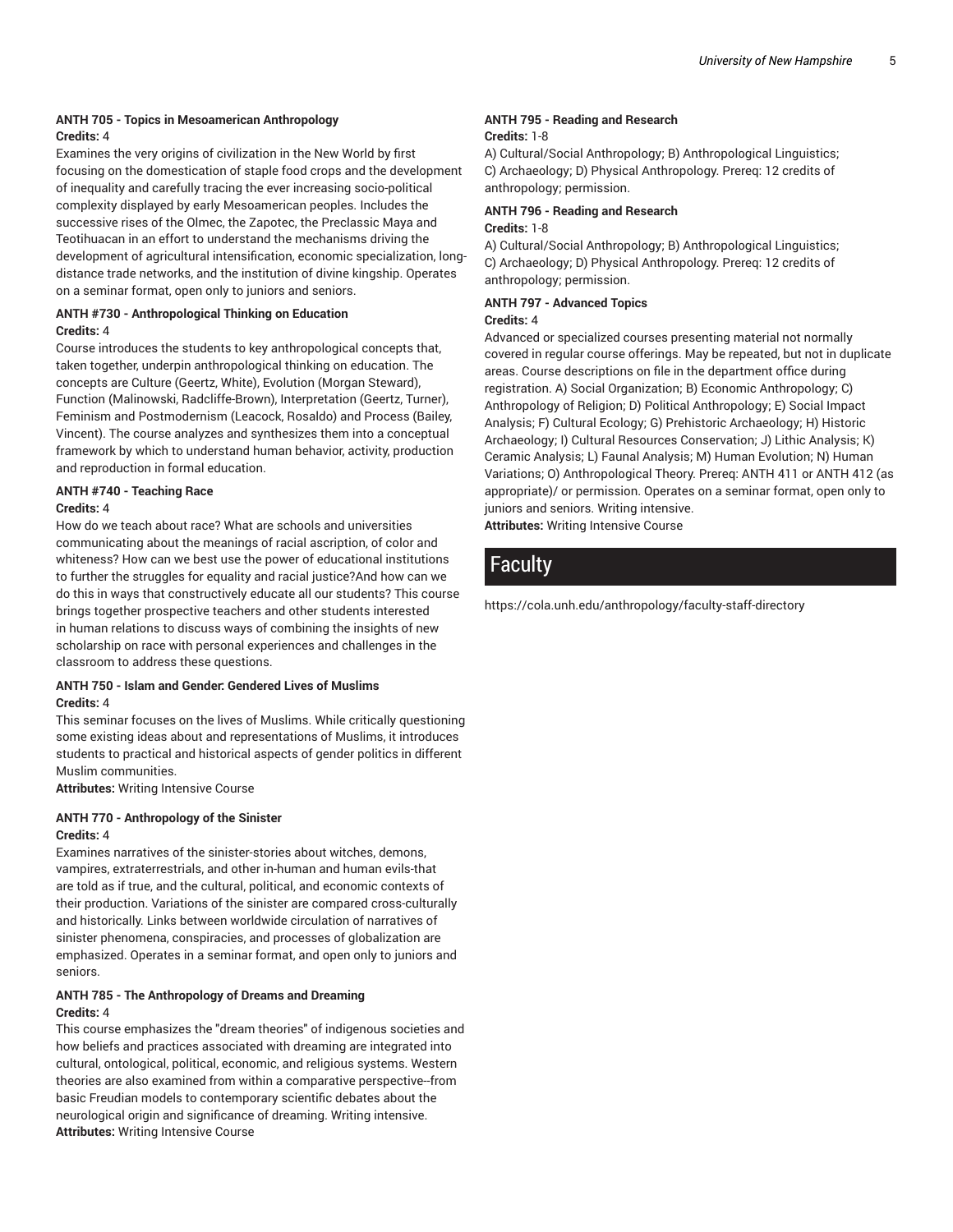### ANTH 705 - Topics in Mesoamerican Anthropology

**Credits:** 4

Examines the very origins of civilization in the New World by first focusing on the domestication of staple food crops and the development of inequality and carefully tracing the ever increasing socio-political complexity displayed by early Mesoamerican peoples. Includes the successive rises of the Olmec, the Zapotec, the Preclassic Maya and Teotihuacan in an effort to understand the mechanisms driving the development of agricultural intensification, economic specialization, long-distance trade networks, and the institution of divine kingship. Operates on a seminar format, open only to juniors and seniors.

### ANTH #730 - Anthropological Thinking on Education

**Credits:** 4

Course introduces the students to key anthropological concepts that, taken together, underpin anthropological thinking on education. The concepts are Culture (Geertz, White), Evolution (Morgan Steward), Function (Malinowski, Radcliffe-Brown), Interpretation (Geertz, Turner), Feminism and Postmodernism (Leacock, Rosaldo) and Process (Bailey, Vincent). The course analyzes and synthesizes them into a conceptual framework by which to understand human behavior, activity, production and reproduction in formal education.

### ANTH #740 - Teaching Race

**Credits:** 4

How do we teach about race? What are schools and universities communicating about the meanings of racial ascription, of color and whiteness? How can we best use the power of educational institutions to further the struggles for equality and racial justice?And how can we do this in ways that constructively educate all our students? This course brings together prospective teachers and other students interested in human relations to discuss ways of combining the insights of new scholarship on race with personal experiences and challenges in the classroom to address these questions.

### ANTH 750 - Islam and Gender: Gendered Lives of Muslims

**Credits:** 4

This seminar focuses on the lives of Muslims. While critically questioning some existing ideas about and representations of Muslims, it introduces students to practical and historical aspects of gender politics in different Muslim communities.

**Attributes:** Writing Intensive Course

### ANTH 770 - Anthropology of the Sinister

**Credits:** 4

Examines narratives of the sinister-stories about witches, demons, vampires, extraterrestrials, and other in-human and human evils-that are told as if true, and the cultural, political, and economic contexts of their production. Variations of the sinister are compared cross-culturally and historically. Links between worldwide circulation of narratives of sinister phenomena, conspiracies, and processes of globalization are emphasized. Operates in a seminar format, and open only to juniors and seniors.

### ANTH 785 - The Anthropology of Dreams and Dreaming

**Credits:** 4

This course emphasizes the "dream theories" of indigenous societies and how beliefs and practices associated with dreaming are integrated into cultural, ontological, political, economic, and religious systems. Western theories are also examined from within a comparative perspective--from basic Freudian models to contemporary scientific debates about the neurological origin and significance of dreaming. Writing intensive.

**Attributes:** Writing Intensive Course

### ANTH 795 - Reading and Research

**Credits:** 1-8

A) Cultural/Social Anthropology; B) Anthropological Linguistics; C) Archaeology; D) Physical Anthropology. Prereq: 12 credits of anthropology; permission.

### ANTH 796 - Reading and Research

**Credits:** 1-8

A) Cultural/Social Anthropology; B) Anthropological Linguistics; C) Archaeology; D) Physical Anthropology. Prereq: 12 credits of anthropology; permission.

### ANTH 797 - Advanced Topics

**Credits:** 4

Advanced or specialized courses presenting material not normally covered in regular course offerings. May be repeated, but not in duplicate areas. Course descriptions on file in the department office during registration. A) Social Organization; B) Economic Anthropology; C) Anthropology of Religion; D) Political Anthropology; E) Social Impact Analysis; F) Cultural Ecology; G) Prehistoric Archaeology; H) Historic Archaeology; I) Cultural Resources Conservation; J) Lithic Analysis; K) Ceramic Analysis; L) Faunal Analysis; M) Human Evolution; N) Human Variations; O) Anthropological Theory. Prereq: ANTH 411 or ANTH 412 (as appropriate)/ or permission. Operates on a seminar format, open only to juniors and seniors. Writing intensive.

**Attributes:** Writing Intensive Course

## Faculty

https://cola.unh.edu/anthropology/faculty-staff-directory